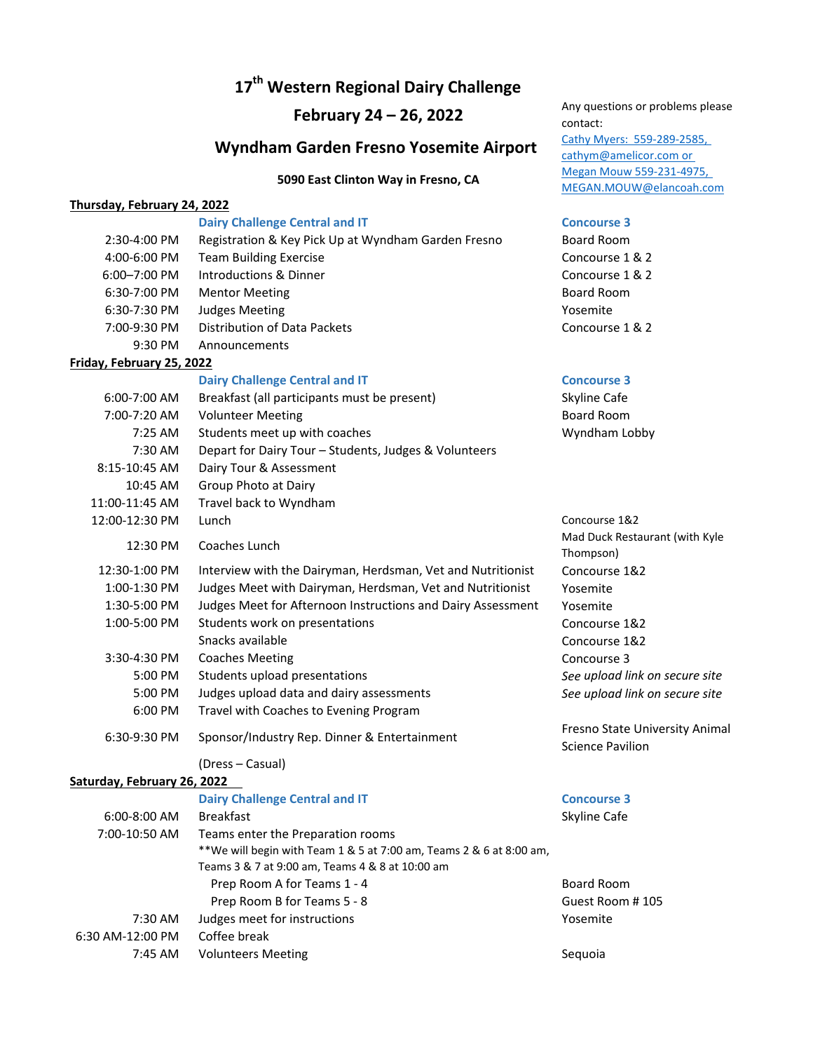# 17th Western Regional Dairy Challenge

## February 24 – 26, 2022

## Wyndham Garden Fresno Yosemite Airport

**5090 East Clinton Way in Fresno, CA**

Any questions or problems please contact:
Cathy Myers: 559-289-2585, cathym@amelicor.com or
Megan Mouw 559-231-4975, MEGAN.MOUW@elancoah.com

**Thursday, February 24, 2022**

| Time | Event | Location |
|---|---|---|
| | **Dairy Challenge Central and IT** | **Concourse 3** |
| 2:30-4:00 PM | Registration & Key Pick Up at Wyndham Garden Fresno | Board Room |
| 4:00-6:00 PM | Team Building Exercise | Concourse 1 & 2 |
| 6:00–7:00 PM | Introductions & Dinner | Concourse 1 & 2 |
| 6:30-7:00 PM | Mentor Meeting | Board Room |
| 6:30-7:30 PM | Judges Meeting | Yosemite |
| 7:00-9:30 PM | Distribution of Data Packets | Concourse 1 & 2 |
| 9:30 PM | Announcements | |

**Friday, February 25, 2022**

| Time | Event | Location |
|---|---|---|
| | **Dairy Challenge Central and IT** | **Concourse 3** |
| 6:00-7:00 AM | Breakfast (all participants must be present) | Skyline Cafe |
| 7:00-7:20 AM | Volunteer Meeting | Board Room |
| 7:25 AM | Students meet up with coaches | Wyndham Lobby |
| 7:30 AM | Depart for Dairy Tour – Students, Judges & Volunteers | |
| 8:15-10:45 AM | Dairy Tour & Assessment | |
| 10:45 AM | Group Photo at Dairy | |
| 11:00-11:45 AM | Travel back to Wyndham | |
| 12:00-12:30 PM | Lunch | Concourse 1&2 |
| 12:30 PM | Coaches Lunch | Mad Duck Restaurant (with Kyle Thompson) |
| 12:30-1:00 PM | Interview with the Dairyman, Herdsman, Vet and Nutritionist | Concourse 1&2 |
| 1:00-1:30 PM | Judges Meet with Dairyman, Herdsman, Vet and Nutritionist | Yosemite |
| 1:30-5:00 PM | Judges Meet for Afternoon Instructions and Dairy Assessment | Yosemite |
| 1:00-5:00 PM | Students work on presentations | Concourse 1&2 |
| | Snacks available | Concourse 1&2 |
| 3:30-4:30 PM | Coaches Meeting | Concourse 3 |
| 5:00 PM | Students upload presentations | *See upload link on secure site* |
| 5:00 PM | Judges upload data and dairy assessments | *See upload link on secure site* |
| 6:00 PM | Travel with Coaches to Evening Program | |
| 6:30-9:30 PM | Sponsor/Industry Rep. Dinner & Entertainment | Fresno State University Animal Science Pavilion |
| | (Dress – Casual) | |

**Saturday, February 26, 2022**

| Time | Event | Location |
|---|---|---|
| | **Dairy Challenge Central and IT** | **Concourse 3** |
| 6:00-8:00 AM | Breakfast | Skyline Cafe |
| 7:00-10:50 AM | Teams enter the Preparation rooms<br>**We will begin with Team 1 & 5 at 7:00 am, Teams 2 & 6 at 8:00 am, Teams 3 & 7 at 9:00 am, Teams 4 & 8 at 10:00 am | |
| | Prep Room A for Teams 1 - 4 | Board Room |
| | Prep Room B for Teams 5 - 8 | Guest Room # 105 |
| 7:30 AM | Judges meet for instructions | Yosemite |
| 6:30 AM-12:00 PM | Coffee break | |
| 7:45 AM | Volunteers Meeting | Sequoia |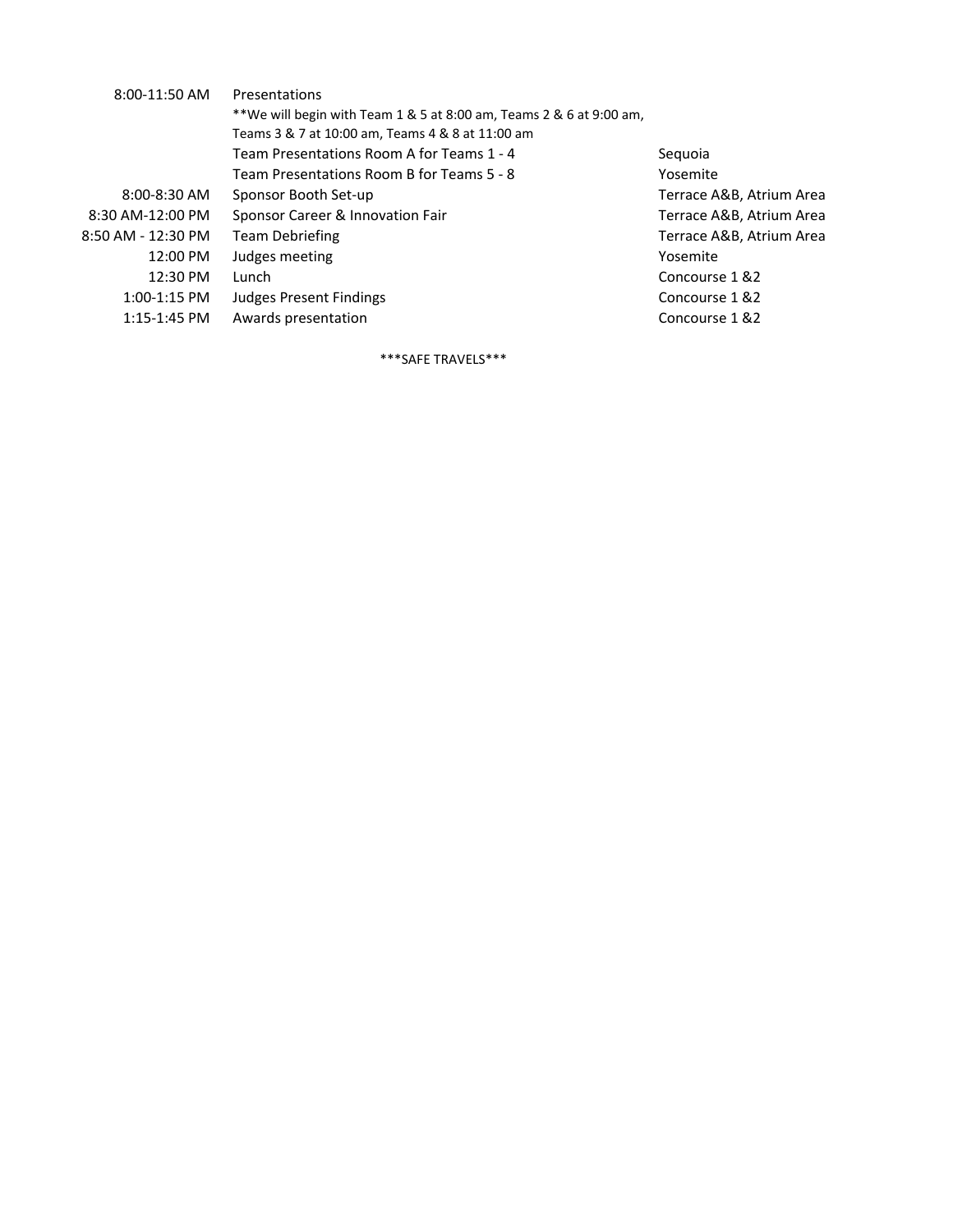| | | |
|---|---|---|
| 8:00-11:50 AM | Presentations | |
| | **We will begin with Team 1 & 5 at 8:00 am, Teams 2 & 6 at 9:00 am, Teams 3 & 7 at 10:00 am, Teams 4 & 8 at 11:00 am | |
| | Team Presentations Room A for Teams 1 - 4 | Sequoia |
| | Team Presentations Room B for Teams 5 - 8 | Yosemite |
| 8:00-8:30 AM | Sponsor Booth Set-up | Terrace A&B, Atrium Area |
| 8:30 AM-12:00 PM | Sponsor Career & Innovation Fair | Terrace A&B, Atrium Area |
| 8:50 AM - 12:30 PM | Team Debriefing | Terrace A&B, Atrium Area |
| 12:00 PM | Judges meeting | Yosemite |
| 12:30 PM | Lunch | Concourse 1 &2 |
| 1:00-1:15 PM | Judges Present Findings | Concourse 1 &2 |
| 1:15-1:45 PM | Awards presentation | Concourse 1 &2 |

***SAFE TRAVELS***